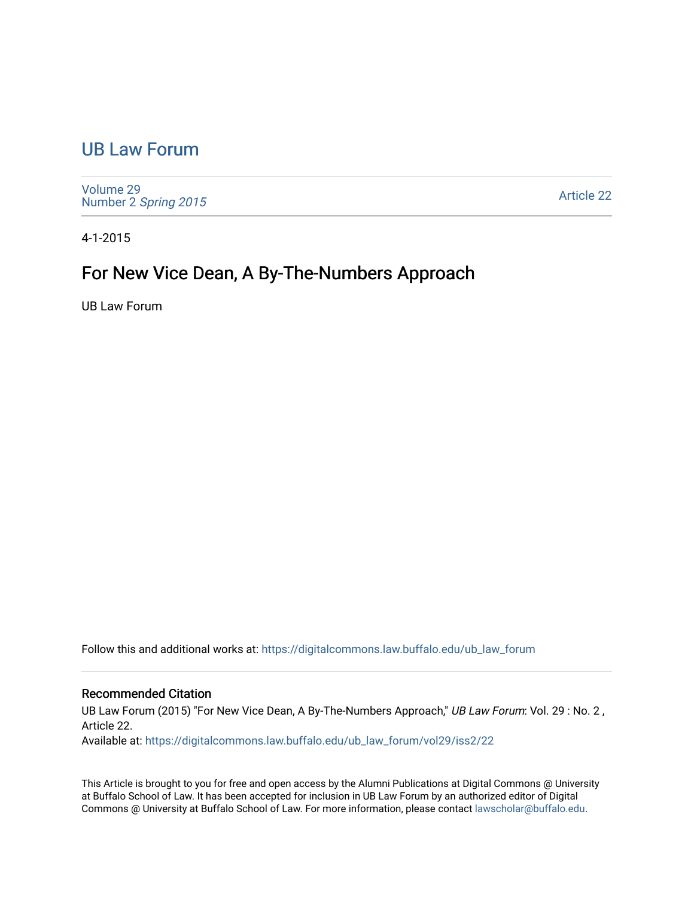# UB Law Forum

Volume 29
Number 2 *Spring 2015*

Article 22

4-1-2015

## For New Vice Dean, A By-The-Numbers Approach

UB Law Forum

Follow this and additional works at: https://digitalcommons.law.buffalo.edu/ub_law_forum

### Recommended Citation

UB Law Forum (2015) "For New Vice Dean, A By-The-Numbers Approach," *UB Law Forum*: Vol. 29 : No. 2 , Article 22.

Available at: https://digitalcommons.law.buffalo.edu/ub_law_forum/vol29/iss2/22

This Article is brought to you for free and open access by the Alumni Publications at Digital Commons @ University at Buffalo School of Law. It has been accepted for inclusion in UB Law Forum by an authorized editor of Digital Commons @ University at Buffalo School of Law. For more information, please contact lawscholar@buffalo.edu.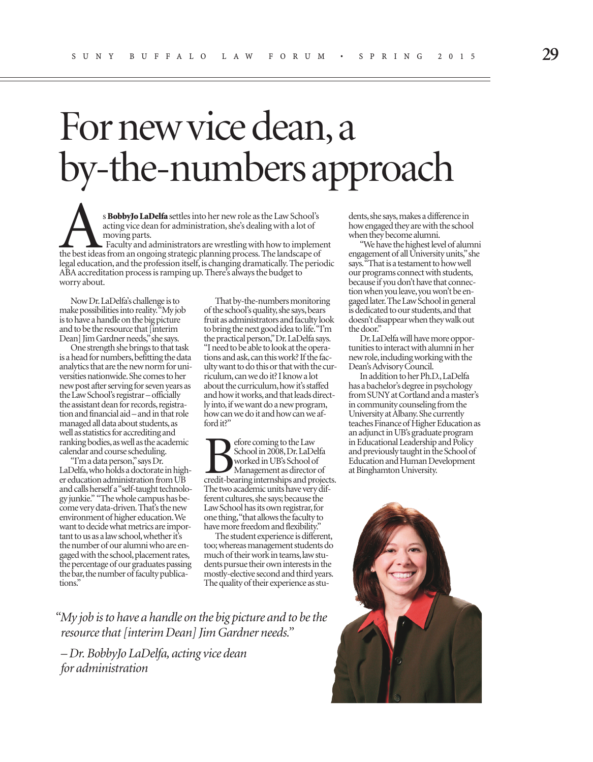# For new vice dean, a by-the-numbers approach

As **BobbyJo LaDelfa** settles into her new role as the Law School's acting vice dean for administration, she's dealing with a lot of moving parts.

Faculty and administrators are wrestling with how to implement the best ideas from an ongoing strategic planning process. The landscape of legal education, and the profession itself, is changing dramatically. The periodic ABA accreditation process is ramping up. There's always the budget to worry about.

Now Dr. LaDelfa's challenge is to make possibilities into reality. "My job is to have a handle on the big picture and to be the resource that [interim Dean] Jim Gardner needs," she says.

One strength she brings to that task is a head for numbers, befitting the data analytics that are the new norm for universities nationwide. She comes to her new post after serving for seven years as the Law School's registrar – officially the assistant dean for records, registration and financial aid – and in that role managed all data about students, as well as statistics for accrediting and ranking bodies, as well as the academic calendar and course scheduling.

"I'm a data person," says Dr. LaDelfa, who holds a doctorate in higher education administration from UB and calls herself a "self-taught technology junkie." "The whole campus has become very data-driven. That's the new environment of higher education. We want to decide what metrics are important to us as a law school, whether it's the number of our alumni who are engaged with the school, placement rates, the percentage of our graduates passing the bar, the number of faculty publications."

That by-the-numbers monitoring of the school's quality, she says, bears fruit as administrators and faculty look to bring the next good idea to life. "I'm the practical person," Dr. LaDelfa says. "I need to be able to look at the operations and ask, can this work? If the faculty want to do this or that with the curriculum, can we do it? I know a lot about the curriculum, how it's staffed and how it works, and that leads directly into, if we want do a new program, how can we do it and how can we afford it?"

Before coming to the Law School in 2008, Dr. LaDelfa worked in UB's School of Management as director of credit-bearing internships and projects. The two academic units have very different cultures, she says; because the Law School has its own registrar, for one thing, "that allows the faculty to have more freedom and flexibility."

The student experience is different, too; whereas management students do much of their work in teams, law students pursue their own interests in the mostly-elective second and third years. The quality of their experience as students, she says, makes a difference in how engaged they are with the school when they become alumni.

"We have the highest level of alumni engagement of all University units," she says. "That is a testament to how well our programs connect with students, because if you don't have that connection when you leave, you won't be engaged later. The Law School in general is dedicated to our students, and that doesn't disappear when they walk out the door."

Dr. LaDelfa will have more opportunities to interact with alumni in her new role, including working with the Dean's Advisory Council.

In addition to her Ph.D., LaDelfa has a bachelor's degree in psychology from SUNY at Cortland and a master's in community counseling from the University at Albany. She currently teaches Finance of Higher Education as an adjunct in UB's graduate program in Educational Leadership and Policy and previously taught in the School of Education and Human Development at Binghamton University.

*"My job is to have a handle on the big picture and to be the resource that [interim Dean] Jim Gardner needs."*

*– Dr. BobbyJo LaDelfa, acting vice dean for administration*